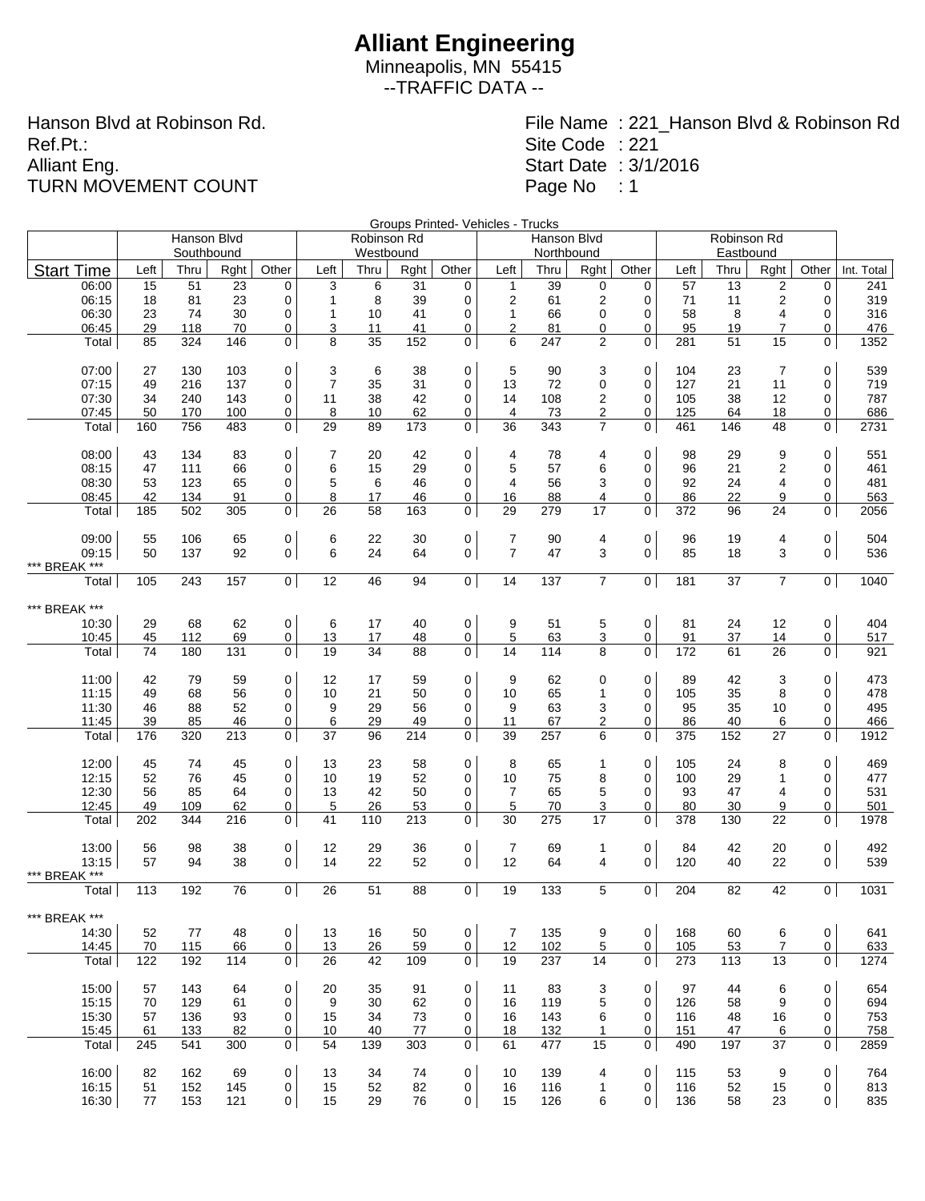# Alliant Engineering

Minneapolis, MN 55415

--TRAFFIC DATA --

Hanson Blvd at Robinson Rd.
Ref.Pt.:
Alliant Eng.
TURN MOVEMENT COUNT

File Name : 221_Hanson Blvd & Robinson Rd
Site Code : 221
Start Date : 3/1/2016
Page No : 1

Groups Printed- Vehicles - Trucks

| | Hanson Blvd Southbound | | | | Robinson Rd Westbound | | | | Hanson Blvd Northbound | | | | Robinson Rd Eastbound | | | | |
|---|---|---|---|---|---|---|---|---|---|---|---|---|---|---|---|---|---|
| Start Time | Left | Thru | Rght | Other | Left | Thru | Rght | Other | Left | Thru | Rght | Other | Left | Thru | Rght | Other | Int. Total |
| 06:00 | 15 | 51 | 23 | 0 | 3 | 6 | 31 | 0 | 1 | 39 | 0 | 0 | 57 | 13 | 2 | 0 | 241 |
| 06:15 | 18 | 81 | 23 | 0 | 1 | 8 | 39 | 0 | 2 | 61 | 2 | 0 | 71 | 11 | 2 | 0 | 319 |
| 06:30 | 23 | 74 | 30 | 0 | 1 | 10 | 41 | 0 | 1 | 66 | 0 | 0 | 58 | 8 | 4 | 0 | 316 |
| 06:45 | 29 | 118 | 70 | 0 | 3 | 11 | 41 | 0 | 2 | 81 | 0 | 0 | 95 | 19 | 7 | 0 | 476 |
| Total | 85 | 324 | 146 | 0 | 8 | 35 | 152 | 0 | 6 | 247 | 2 | 0 | 281 | 51 | 15 | 0 | 1352 |
| | | | | | | | | | | | | | | | | | |
| 07:00 | 27 | 130 | 103 | 0 | 3 | 6 | 38 | 0 | 5 | 90 | 3 | 0 | 104 | 23 | 7 | 0 | 539 |
| 07:15 | 49 | 216 | 137 | 0 | 7 | 35 | 31 | 0 | 13 | 72 | 0 | 0 | 127 | 21 | 11 | 0 | 719 |
| 07:30 | 34 | 240 | 143 | 0 | 11 | 38 | 42 | 0 | 14 | 108 | 2 | 0 | 105 | 38 | 12 | 0 | 787 |
| 07:45 | 50 | 170 | 100 | 0 | 8 | 10 | 62 | 0 | 4 | 73 | 2 | 0 | 125 | 64 | 18 | 0 | 686 |
| Total | 160 | 756 | 483 | 0 | 29 | 89 | 173 | 0 | 36 | 343 | 7 | 0 | 461 | 146 | 48 | 0 | 2731 |
| | | | | | | | | | | | | | | | | | |
| 08:00 | 43 | 134 | 83 | 0 | 7 | 20 | 42 | 0 | 4 | 78 | 4 | 0 | 98 | 29 | 9 | 0 | 551 |
| 08:15 | 47 | 111 | 66 | 0 | 6 | 15 | 29 | 0 | 5 | 57 | 6 | 0 | 96 | 21 | 2 | 0 | 461 |
| 08:30 | 53 | 123 | 65 | 0 | 5 | 6 | 46 | 0 | 4 | 56 | 3 | 0 | 92 | 24 | 4 | 0 | 481 |
| 08:45 | 42 | 134 | 91 | 0 | 8 | 17 | 46 | 0 | 16 | 88 | 4 | 0 | 86 | 22 | 9 | 0 | 563 |
| Total | 185 | 502 | 305 | 0 | 26 | 58 | 163 | 0 | 29 | 279 | 17 | 0 | 372 | 96 | 24 | 0 | 2056 |
| | | | | | | | | | | | | | | | | | |
| 09:00 | 55 | 106 | 65 | 0 | 6 | 22 | 30 | 0 | 7 | 90 | 4 | 0 | 96 | 19 | 4 | 0 | 504 |
| 09:15 | 50 | 137 | 92 | 0 | 6 | 24 | 64 | 0 | 7 | 47 | 3 | 0 | 85 | 18 | 3 | 0 | 536 |
| *** BREAK *** | | | | | | | | | | | | | | | | | |
| Total | 105 | 243 | 157 | 0 | 12 | 46 | 94 | 0 | 14 | 137 | 7 | 0 | 181 | 37 | 7 | 0 | 1040 |
| | | | | | | | | | | | | | | | | | |
| *** BREAK *** | | | | | | | | | | | | | | | | | |
| 10:30 | 29 | 68 | 62 | 0 | 6 | 17 | 40 | 0 | 9 | 51 | 5 | 0 | 81 | 24 | 12 | 0 | 404 |
| 10:45 | 45 | 112 | 69 | 0 | 13 | 17 | 48 | 0 | 5 | 63 | 3 | 0 | 91 | 37 | 14 | 0 | 517 |
| Total | 74 | 180 | 131 | 0 | 19 | 34 | 88 | 0 | 14 | 114 | 8 | 0 | 172 | 61 | 26 | 0 | 921 |
| | | | | | | | | | | | | | | | | | |
| 11:00 | 42 | 79 | 59 | 0 | 12 | 17 | 59 | 0 | 9 | 62 | 0 | 0 | 89 | 42 | 3 | 0 | 473 |
| 11:15 | 49 | 68 | 56 | 0 | 10 | 21 | 50 | 0 | 10 | 65 | 1 | 0 | 105 | 35 | 8 | 0 | 478 |
| 11:30 | 46 | 88 | 52 | 0 | 9 | 29 | 56 | 0 | 9 | 63 | 3 | 0 | 95 | 35 | 10 | 0 | 495 |
| 11:45 | 39 | 85 | 46 | 0 | 6 | 29 | 49 | 0 | 11 | 67 | 2 | 0 | 86 | 40 | 6 | 0 | 466 |
| Total | 176 | 320 | 213 | 0 | 37 | 96 | 214 | 0 | 39 | 257 | 6 | 0 | 375 | 152 | 27 | 0 | 1912 |
| | | | | | | | | | | | | | | | | | |
| 12:00 | 45 | 74 | 45 | 0 | 13 | 23 | 58 | 0 | 8 | 65 | 1 | 0 | 105 | 24 | 8 | 0 | 469 |
| 12:15 | 52 | 76 | 45 | 0 | 10 | 19 | 52 | 0 | 10 | 75 | 8 | 0 | 100 | 29 | 1 | 0 | 477 |
| 12:30 | 56 | 85 | 64 | 0 | 13 | 42 | 50 | 0 | 7 | 65 | 5 | 0 | 93 | 47 | 4 | 0 | 531 |
| 12:45 | 49 | 109 | 62 | 0 | 5 | 26 | 53 | 0 | 5 | 70 | 3 | 0 | 80 | 30 | 9 | 0 | 501 |
| Total | 202 | 344 | 216 | 0 | 41 | 110 | 213 | 0 | 30 | 275 | 17 | 0 | 378 | 130 | 22 | 0 | 1978 |
| | | | | | | | | | | | | | | | | | |
| 13:00 | 56 | 98 | 38 | 0 | 12 | 29 | 36 | 0 | 7 | 69 | 1 | 0 | 84 | 42 | 20 | 0 | 492 |
| 13:15 | 57 | 94 | 38 | 0 | 14 | 22 | 52 | 0 | 12 | 64 | 4 | 0 | 120 | 40 | 22 | 0 | 539 |
| *** BREAK *** | | | | | | | | | | | | | | | | | |
| Total | 113 | 192 | 76 | 0 | 26 | 51 | 88 | 0 | 19 | 133 | 5 | 0 | 204 | 82 | 42 | 0 | 1031 |
| | | | | | | | | | | | | | | | | | |
| *** BREAK *** | | | | | | | | | | | | | | | | | |
| 14:30 | 52 | 77 | 48 | 0 | 13 | 16 | 50 | 0 | 7 | 135 | 9 | 0 | 168 | 60 | 6 | 0 | 641 |
| 14:45 | 70 | 115 | 66 | 0 | 13 | 26 | 59 | 0 | 12 | 102 | 5 | 0 | 105 | 53 | 7 | 0 | 633 |
| Total | 122 | 192 | 114 | 0 | 26 | 42 | 109 | 0 | 19 | 237 | 14 | 0 | 273 | 113 | 13 | 0 | 1274 |
| | | | | | | | | | | | | | | | | | |
| 15:00 | 57 | 143 | 64 | 0 | 20 | 35 | 91 | 0 | 11 | 83 | 3 | 0 | 97 | 44 | 6 | 0 | 654 |
| 15:15 | 70 | 129 | 61 | 0 | 9 | 30 | 62 | 0 | 16 | 119 | 5 | 0 | 126 | 58 | 9 | 0 | 694 |
| 15:30 | 57 | 136 | 93 | 0 | 15 | 34 | 73 | 0 | 16 | 143 | 6 | 0 | 116 | 48 | 16 | 0 | 753 |
| 15:45 | 61 | 133 | 82 | 0 | 10 | 40 | 77 | 0 | 18 | 132 | 1 | 0 | 151 | 47 | 6 | 0 | 758 |
| Total | 245 | 541 | 300 | 0 | 54 | 139 | 303 | 0 | 61 | 477 | 15 | 0 | 490 | 197 | 37 | 0 | 2859 |
| | | | | | | | | | | | | | | | | | |
| 16:00 | 82 | 162 | 69 | 0 | 13 | 34 | 74 | 0 | 10 | 139 | 4 | 0 | 115 | 53 | 9 | 0 | 764 |
| 16:15 | 51 | 152 | 145 | 0 | 15 | 52 | 82 | 0 | 16 | 116 | 1 | 0 | 116 | 52 | 15 | 0 | 813 |
| 16:30 | 77 | 153 | 121 | 0 | 15 | 29 | 76 | 0 | 15 | 126 | 6 | 0 | 136 | 58 | 23 | 0 | 835 |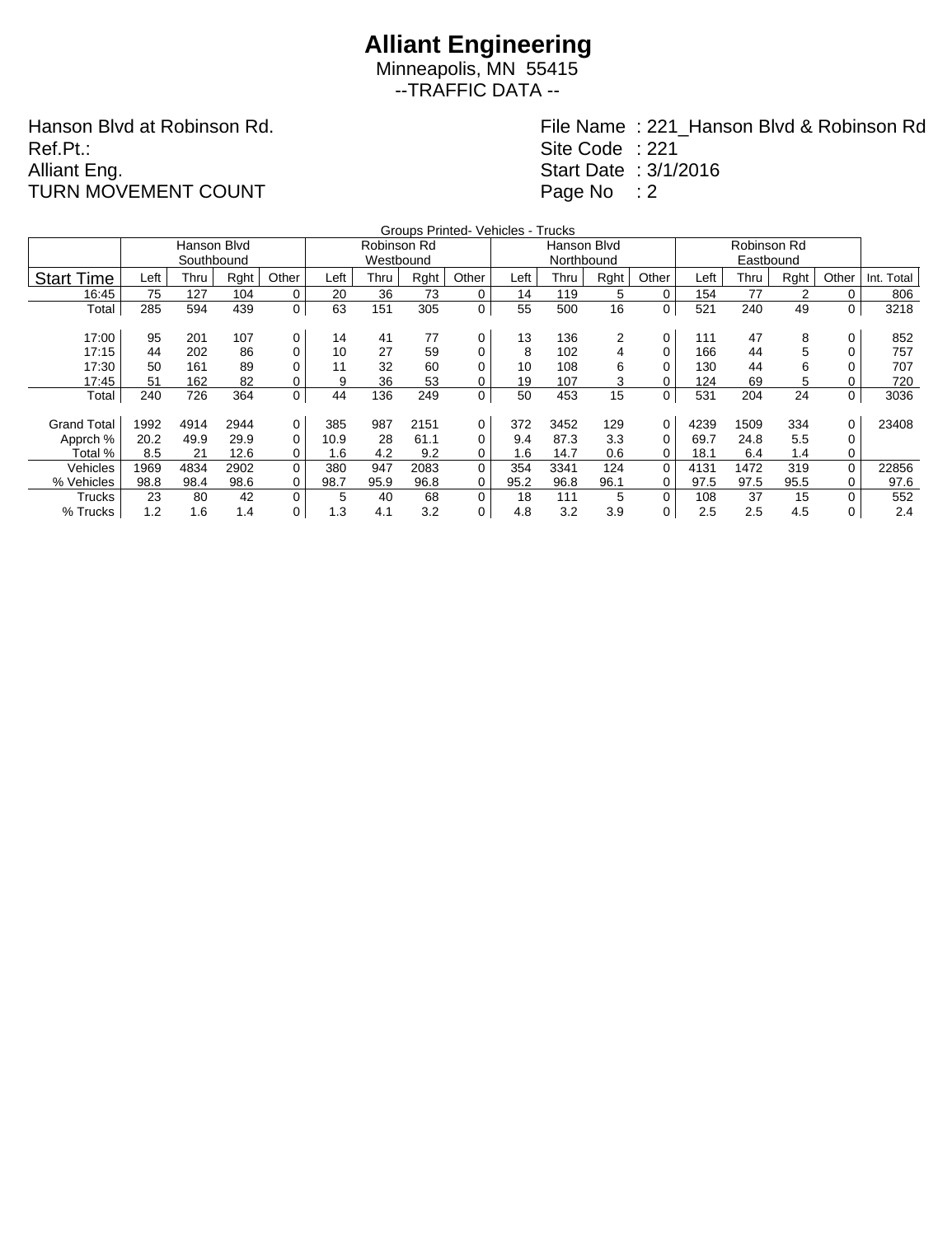# Alliant Engineering

Minneapolis, MN 55415

--TRAFFIC DATA --

Hanson Blvd at Robinson Rd.
Ref.Pt.:
Alliant Eng.
TURN MOVEMENT COUNT

File Name : 221_Hanson Blvd & Robinson Rd
Site Code : 221
Start Date : 3/1/2016
Page No : 2

Groups Printed- Vehicles - Trucks

| | Hanson Blvd Southbound | | | | Robinson Rd Westbound | | | | Hanson Blvd Northbound | | | | Robinson Rd Eastbound | | | | |
|---|---|---|---|---|---|---|---|---|---|---|---|---|---|---|---|---|---|
| Start Time | Left | Thru | Rght | Other | Left | Thru | Rght | Other | Left | Thru | Rght | Other | Left | Thru | Rght | Other | Int. Total |
| 16:45 | 75 | 127 | 104 | 0 | 20 | 36 | 73 | 0 | 14 | 119 | 5 | 0 | 154 | 77 | 2 | 0 | 806 |
| Total | 285 | 594 | 439 | 0 | 63 | 151 | 305 | 0 | 55 | 500 | 16 | 0 | 521 | 240 | 49 | 0 | 3218 |
| | | | | | | | | | | | | | | | | | |
| 17:00 | 95 | 201 | 107 | 0 | 14 | 41 | 77 | 0 | 13 | 136 | 2 | 0 | 111 | 47 | 8 | 0 | 852 |
| 17:15 | 44 | 202 | 86 | 0 | 10 | 27 | 59 | 0 | 8 | 102 | 4 | 0 | 166 | 44 | 5 | 0 | 757 |
| 17:30 | 50 | 161 | 89 | 0 | 11 | 32 | 60 | 0 | 10 | 108 | 6 | 0 | 130 | 44 | 6 | 0 | 707 |
| 17:45 | 51 | 162 | 82 | 0 | 9 | 36 | 53 | 0 | 19 | 107 | 3 | 0 | 124 | 69 | 5 | 0 | 720 |
| Total | 240 | 726 | 364 | 0 | 44 | 136 | 249 | 0 | 50 | 453 | 15 | 0 | 531 | 204 | 24 | 0 | 3036 |
| | | | | | | | | | | | | | | | | | |
| Grand Total | 1992 | 4914 | 2944 | 0 | 385 | 987 | 2151 | 0 | 372 | 3452 | 129 | 0 | 4239 | 1509 | 334 | 0 | 23408 |
| Apprch % | 20.2 | 49.9 | 29.9 | 0 | 10.9 | 28 | 61.1 | 0 | 9.4 | 87.3 | 3.3 | 0 | 69.7 | 24.8 | 5.5 | 0 | |
| Total % | 8.5 | 21 | 12.6 | 0 | 1.6 | 4.2 | 9.2 | 0 | 1.6 | 14.7 | 0.6 | 0 | 18.1 | 6.4 | 1.4 | 0 | |
| Vehicles | 1969 | 4834 | 2902 | 0 | 380 | 947 | 2083 | 0 | 354 | 3341 | 124 | 0 | 4131 | 1472 | 319 | 0 | 22856 |
| % Vehicles | 98.8 | 98.4 | 98.6 | 0 | 98.7 | 95.9 | 96.8 | 0 | 95.2 | 96.8 | 96.1 | 0 | 97.5 | 97.5 | 95.5 | 0 | 97.6 |
| Trucks | 23 | 80 | 42 | 0 | 5 | 40 | 68 | 0 | 18 | 111 | 5 | 0 | 108 | 37 | 15 | 0 | 552 |
| % Trucks | 1.2 | 1.6 | 1.4 | 0 | 1.3 | 4.1 | 3.2 | 0 | 4.8 | 3.2 | 3.9 | 0 | 2.5 | 2.5 | 4.5 | 0 | 2.4 |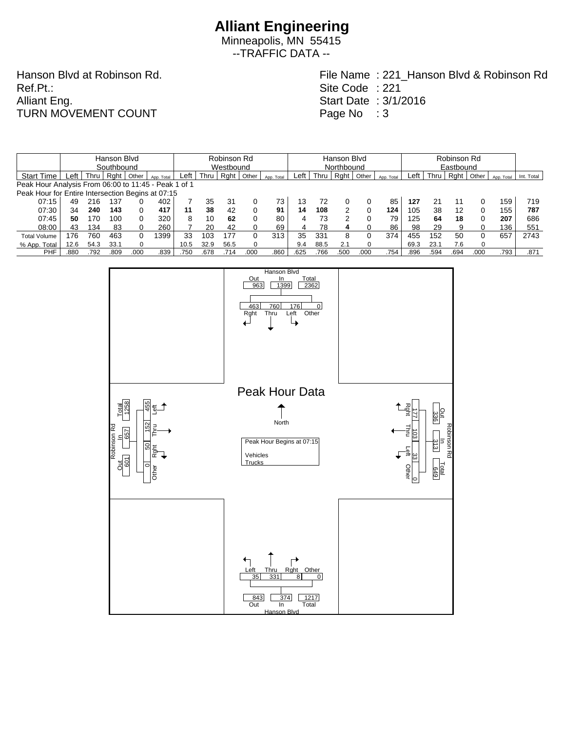# Alliant Engineering

Minneapolis, MN 55415

--TRAFFIC DATA --

Hanson Blvd at Robinson Rd.
Ref.Pt.:
Alliant Eng.
TURN MOVEMENT COUNT

File Name : 221_Hanson Blvd & Robinson Rd
Site Code : 221
Start Date : 3/1/2016
Page No : 3

| | Hanson Blvd Southbound | | | | | Robinson Rd Westbound | | | | | Hanson Blvd Northbound | | | | | Robinson Rd Eastbound | | | | | |
|---|---|---|---|---|---|---|---|---|---|---|---|---|---|---|---|---|---|---|---|---|---|
| Start Time | Left | Thru | Rght | Other | App. Total | Left | Thru | Rght | Other | App. Total | Left | Thru | Rght | Other | App. Total | Left | Thru | Rght | Other | App. Total | Int. Total |
| Peak Hour Analysis From 06:00 to 11:45 - Peak 1 of 1 | | | | | | | | | | | | | | | | | | | | | |
| Peak Hour for Entire Intersection Begins at 07:15 | | | | | | | | | | | | | | | | | | | | | |
| 07:15 | 49 | 216 | 137 | 0 | 402 | 7 | 35 | 31 | 0 | 73 | 13 | 72 | 0 | 0 | 85 | **127** | 21 | 11 | 0 | 159 | 719 |
| 07:30 | 34 | **240** | **143** | 0 | **417** | **11** | **38** | 42 | 0 | **91** | **14** | **108** | 2 | 0 | **124** | 105 | 38 | 12 | 0 | 155 | **787** |
| 07:45 | **50** | 170 | 100 | 0 | 320 | 8 | 10 | **62** | 0 | 80 | 4 | 73 | 2 | 0 | 79 | 125 | **64** | **18** | 0 | **207** | 686 |
| 08:00 | 43 | 134 | 83 | 0 | 260 | 7 | 20 | 42 | 0 | 69 | 4 | 78 | **4** | 0 | 86 | 98 | 29 | 9 | 0 | 136 | 551 |
| Total Volume | 176 | 760 | 463 | 0 | 1399 | 33 | 103 | 177 | 0 | 313 | 35 | 331 | 8 | 0 | 374 | 455 | 152 | 50 | 0 | 657 | 2743 |
| % App. Total | 12.6 | 54.3 | 33.1 | 0 | | 10.5 | 32.9 | 56.5 | 0 | | 9.4 | 88.5 | 2.1 | 0 | | 69.3 | 23.1 | 7.6 | 0 | | |
| PHF | .880 | .792 | .809 | .000 | .839 | .750 | .678 | .714 | .000 | .860 | .625 | .766 | .500 | .000 | .754 | .896 | .594 | .694 | .000 | .793 | .871 |

## Peak Hour Data

Peak Hour Begins at 07:15

Vehicles
Trucks

| Approach | Out | In | Total | Left | Thru | Rght | Other |
|---|---|---|---|---|---|---|---|
| Hanson Blvd (North) | 963 | 1399 | 2362 | 176 | 760 | 463 | 0 |
| Robinson Rd (East) | 336 | 313 | 649 | 33 | 103 | 177 | 0 |
| Hanson Blvd (South) | 843 | 374 | 1217 | 35 | 331 | 8 | 0 |
| Robinson Rd (West) | 601 | 657 | 1258 | 455 | 152 | 50 | 0 |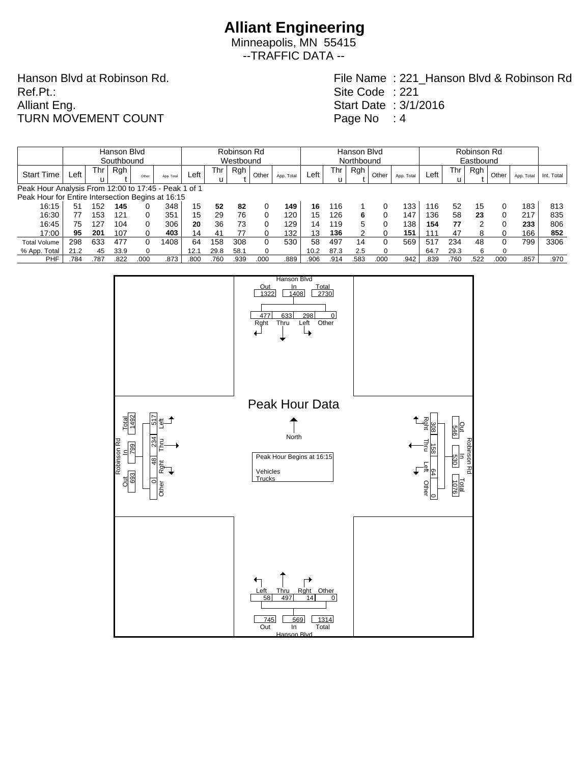# Alliant Engineering

Minneapolis, MN 55415
--TRAFFIC DATA --

Hanson Blvd at Robinson Rd.
Ref.Pt.:
Alliant Eng.
TURN MOVEMENT COUNT

File Name : 221_Hanson Blvd & Robinson Rd
Site Code : 221
Start Date : 3/1/2016
Page No : 4

| | Hanson Blvd Southbound | | | | | Robinson Rd Westbound | | | | | Hanson Blvd Northbound | | | | | Robinson Rd Eastbound | | | | | |
|---|---|---|---|---|---|---|---|---|---|---|---|---|---|---|---|---|---|---|---|---|---|
| Start Time | Left | Thru | Rght | Other | App. Total | Left | Thru | Rght | Other | App. Total | Left | Thru | Rght | Other | App. Total | Left | Thru | Rght | Other | App. Total | Int. Total |
| Peak Hour Analysis From 12:00 to 17:45 - Peak 1 of 1 | | | | | | | | | | | | | | | | | | | | | |
| Peak Hour for Entire Intersection Begins at 16:15 | | | | | | | | | | | | | | | | | | | | | |
| 16:15 | 51 | 152 | **145** | 0 | 348 | 15 | **52** | **82** | 0 | **149** | **16** | 116 | 1 | 0 | 133 | 116 | 52 | 15 | 0 | 183 | 813 |
| 16:30 | 77 | 153 | 121 | 0 | 351 | 15 | 29 | 76 | 0 | 120 | 15 | 126 | **6** | 0 | 147 | 136 | 58 | **23** | 0 | 217 | 835 |
| 16:45 | 75 | 127 | 104 | 0 | 306 | **20** | 36 | 73 | 0 | 129 | 14 | 119 | 5 | 0 | 138 | **154** | **77** | 2 | 0 | **233** | 806 |
| 17:00 | **95** | **201** | 107 | 0 | **403** | 14 | 41 | 77 | 0 | 132 | 13 | **136** | 2 | 0 | **151** | 111 | 47 | 8 | 0 | 166 | **852** |
| Total Volume | 298 | 633 | 477 | 0 | 1408 | 64 | 158 | 308 | 0 | 530 | 58 | 497 | 14 | 0 | 569 | 517 | 234 | 48 | 0 | 799 | 3306 |
| % App. Total | 21.2 | 45 | 33.9 | 0 | | 12.1 | 29.8 | 58.1 | 0 | | 10.2 | 87.3 | 2.5 | 0 | | 64.7 | 29.3 | 6 | 0 | | |
| PHF | .784 | .787 | .822 | .000 | .873 | .800 | .760 | .939 | .000 | .889 | .906 | .914 | .583 | .000 | .942 | .839 | .760 | .522 | .000 | .857 | .970 |

Hanson Blvd
Out 1322
In 1408
Total 2730
477 Rght
633 Thru
298 Left
0 Other

Peak Hour Data

North

Peak Hour Begins at 16:15

Vehicles
Trucks

Robinson Rd
Total 1492
In 799
Out 693
517 Left
234 Thru
48 Rght
0 Other

Robinson Rd
Out 546
In 530
Total 1076
308 Rght
158 Thru
64 Left
0 Other

Left 58
Thru 497
Rght 14
Other 0
Out 745
In 569
Total 1314
Hanson Blvd